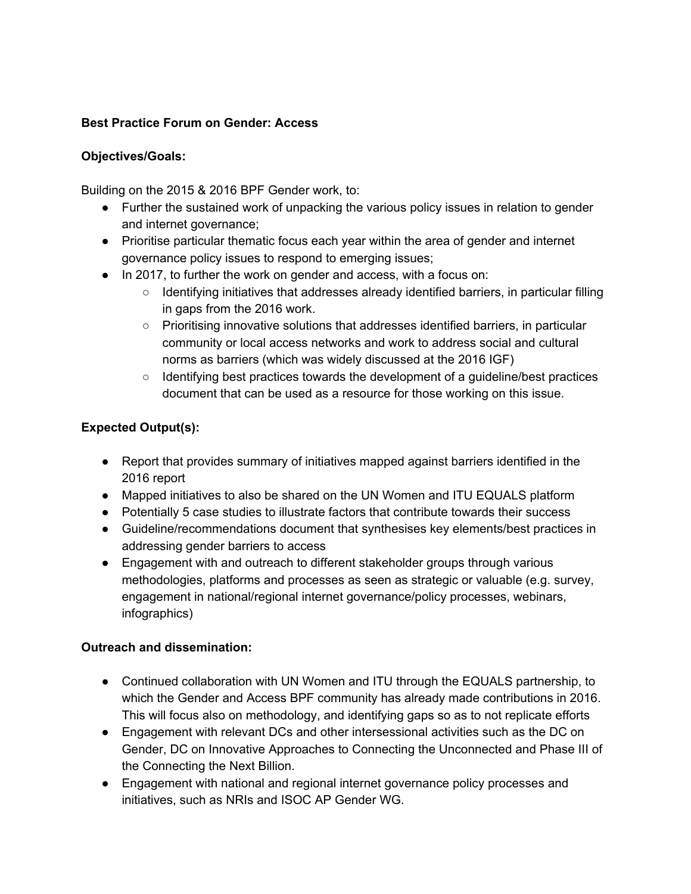**Best Practice Forum on Gender: Access**

**Objectives/Goals:**

Building on the 2015 & 2016 BPF Gender work, to:

- Further the sustained work of unpacking the various policy issues in relation to gender and internet governance;
- Prioritise particular thematic focus each year within the area of gender and internet governance policy issues to respond to emerging issues;
- In 2017, to further the work on gender and access, with a focus on:
  - Identifying initiatives that addresses already identified barriers, in particular filling in gaps from the 2016 work.
  - Prioritising innovative solutions that addresses identified barriers, in particular community or local access networks and work to address social and cultural norms as barriers (which was widely discussed at the 2016 IGF)
  - Identifying best practices towards the development of a guideline/best practices document that can be used as a resource for those working on this issue.

**Expected Output(s):**

- Report that provides summary of initiatives mapped against barriers identified in the 2016 report
- Mapped initiatives to also be shared on the UN Women and ITU EQUALS platform
- Potentially 5 case studies to illustrate factors that contribute towards their success
- Guideline/recommendations document that synthesises key elements/best practices in addressing gender barriers to access
- Engagement with and outreach to different stakeholder groups through various methodologies, platforms and processes as seen as strategic or valuable (e.g. survey, engagement in national/regional internet governance/policy processes, webinars, infographics)

**Outreach and dissemination:**

- Continued collaboration with UN Women and ITU through the EQUALS partnership, to which the Gender and Access BPF community has already made contributions in 2016. This will focus also on methodology, and identifying gaps so as to not replicate efforts
- Engagement with relevant DCs and other intersessional activities such as the DC on Gender, DC on Innovative Approaches to Connecting the Unconnected and Phase III of the Connecting the Next Billion.
- Engagement with national and regional internet governance policy processes and initiatives, such as NRIs and ISOC AP Gender WG.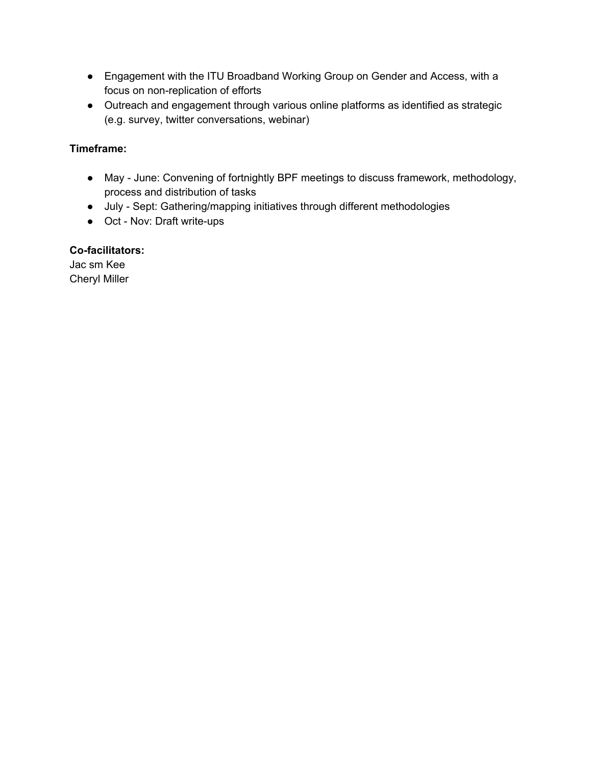- Engagement with the ITU Broadband Working Group on Gender and Access, with a focus on non-replication of efforts
- Outreach and engagement through various online platforms as identified as strategic (e.g. survey, twitter conversations, webinar)

**Timeframe:**

- May - June: Convening of fortnightly BPF meetings to discuss framework, methodology, process and distribution of tasks
- July - Sept: Gathering/mapping initiatives through different methodologies
- Oct - Nov: Draft write-ups

**Co-facilitators:**
Jac sm Kee
Cheryl Miller